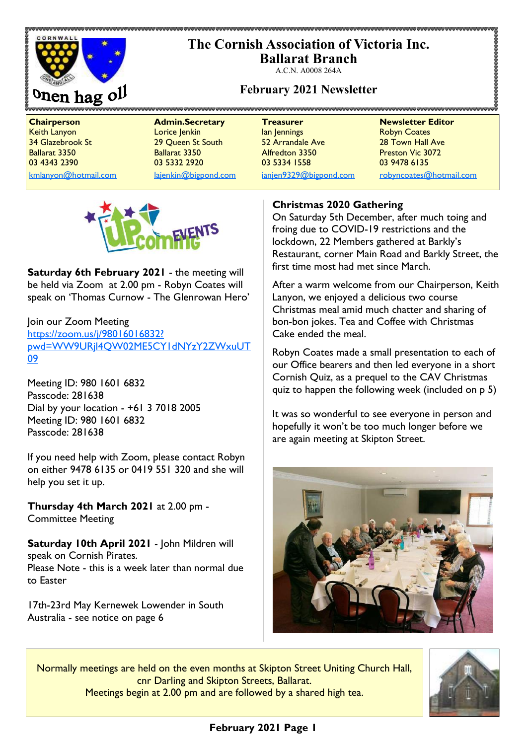# The Cornish Association of Victoria Inc.
## Ballarat Branch

A.C.N. A0008 264A

Onen hag oll

## February 2021 Newsletter

| Chairperson | Admin.Secretary | Treasurer | Newsletter Editor |
|---|---|---|---|
| Keith Lanyon | Lorice Jenkin | Ian Jennings | Robyn Coates |
| 34 Glazebrook St | 29 Queen St South | 52 Arrandale Ave | 28 Town Hall Ave |
| Ballarat 3350 | Ballarat 3350 | Alfredton 3350 | Preston Vic 3072 |
| 03 4343 2390 | 03 5332 2920 | 03 5334 1558 | 03 9478 6135 |
| kmlanyon@hotmail.com | lajenkin@bigpond.com | ianjen9329@bigpond.com | robyncoates@hotmail.com |

### Upcoming Events

**Saturday 6th February 2021** - the meeting will be held via Zoom at 2.00 pm - Robyn Coates will speak on 'Thomas Curnow - The Glenrowan Hero'

Join our Zoom Meeting
https://zoom.us/j/98016016832?pwd=WW9URjl4QW02ME5CY1dNYzY2ZWxuUT09

Meeting ID: 980 1601 6832
Passcode: 281638
Dial by your location - +61 3 7018 2005
Meeting ID: 980 1601 6832
Passcode: 281638

If you need help with Zoom, please contact Robyn on either 9478 6135 or 0419 551 320 and she will help you set it up.

**Thursday 4th March 2021** at 2.00 pm - Committee Meeting

**Saturday 10th April 2021** - John Mildren will speak on Cornish Pirates.
Please Note - this is a week later than normal due to Easter

17th-23rd May Kernewek Lowender in South Australia - see notice on page 6

### Christmas 2020 Gathering

On Saturday 5th December, after much toing and froing due to COVID-19 restrictions and the lockdown, 22 Members gathered at Barkly's Restaurant, corner Main Road and Barkly Street, the first time most had met since March.

After a warm welcome from our Chairperson, Keith Lanyon, we enjoyed a delicious two course Christmas meal amid much chatter and sharing of bon-bon jokes. Tea and Coffee with Christmas Cake ended the meal.

Robyn Coates made a small presentation to each of our Office bearers and then led everyone in a short Cornish Quiz, as a prequel to the CAV Christmas quiz to happen the following week (included on p 5)

It was so wonderful to see everyone in person and hopefully it won't be too much longer before we are again meeting at Skipton Street.

Normally meetings are held on the even months at Skipton Street Uniting Church Hall, cnr Darling and Skipton Streets, Ballarat.
Meetings begin at 2.00 pm and are followed by a shared high tea.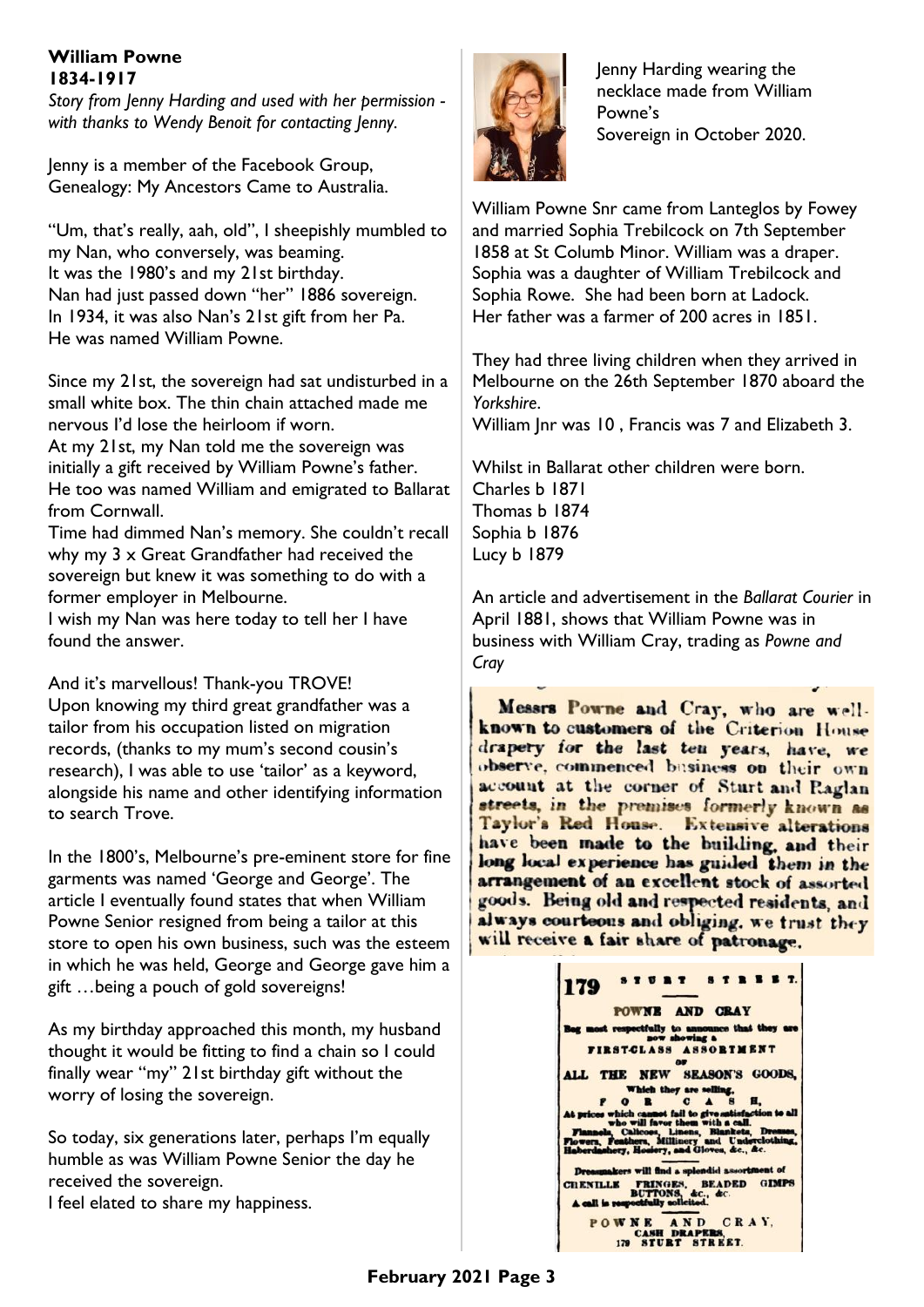**William Powne**
**1834-1917**

*Story from Jenny Harding and used with her permission - with thanks to Wendy Benoit for contacting Jenny.*

Jenny is a member of the Facebook Group, Genealogy: My Ancestors Came to Australia.

"Um, that's really, aah, old", I sheepishly mumbled to my Nan, who conversely, was beaming.
It was the 1980's and my 21st birthday.
Nan had just passed down "her" 1886 sovereign.
In 1934, it was also Nan's 21st gift from her Pa.
He was named William Powne.

Since my 21st, the sovereign had sat undisturbed in a small white box. The thin chain attached made me nervous I'd lose the heirloom if worn.
At my 21st, my Nan told me the sovereign was initially a gift received by William Powne's father.
He too was named William and emigrated to Ballarat from Cornwall.
Time had dimmed Nan's memory. She couldn't recall why my 3 x Great Grandfather had received the sovereign but knew it was something to do with a former employer in Melbourne.
I wish my Nan was here today to tell her I have found the answer.

And it's marvellous! Thank-you TROVE!
Upon knowing my third great grandfather was a tailor from his occupation listed on migration records, (thanks to my mum's second cousin's research), I was able to use 'tailor' as a keyword, alongside his name and other identifying information to search Trove.

In the 1800's, Melbourne's pre-eminent store for fine garments was named 'George and George'. The article I eventually found states that when William Powne Senior resigned from being a tailor at this store to open his own business, such was the esteem in which he was held, George and George gave him a gift …being a pouch of gold sovereigns!

As my birthday approached this month, my husband thought it would be fitting to find a chain so I could finally wear "my" 21st birthday gift without the worry of losing the sovereign.

So today, six generations later, perhaps I'm equally humble as was William Powne Senior the day he received the sovereign.
I feel elated to share my happiness.

Jenny Harding wearing the necklace made from William Powne's Sovereign in October 2020.

William Powne Snr came from Lanteglos by Fowey and married Sophia Trebilcock on 7th September 1858 at St Columb Minor. William was a draper. Sophia was a daughter of William Trebilcock and Sophia Rowe. She had been born at Ladock. Her father was a farmer of 200 acres in 1851.

They had three living children when they arrived in Melbourne on the 26th September 1870 aboard the *Yorkshire*.
William Jnr was 10 , Francis was 7 and Elizabeth 3.

Whilst in Ballarat other children were born.
Charles b 1871
Thomas b 1874
Sophia b 1876
Lucy b 1879

An article and advertisement in the *Ballarat Courier* in April 1881, shows that William Powne was in business with William Cray, trading as *Powne and Cray*

Messrs Powne and Cray, who are well-known to customers of the Criterion House drapery for the last ten years, have, we observe, commenced business on their own account at the corner of Sturt and Raglan streets, in the premises formerly known as Taylor's Red House. Extensive alterations have been made to the building, and their long local experience has guided them in the arrangement of an excellent stock of assorted goods. Being old and respected residents, and always courteous and obliging, we trust they will receive a fair share of patronage.

179 STURT STREET.
POWNE AND CRAY
Beg most respectfully to announce that they are now showing a
FIRST-CLASS ASSORTMENT
OF
ALL THE NEW SEASON'S GOODS,
Which they are selling,
FOR CASH,
At prices which cannot fail to give satisfaction to all who will favor them with a call.
Flannels, Calicoes, Linens, Blankets, Dresses, Flowers, Feathers, Millinery and Underclothing, Haberdashery, Hosiery, and Gloves, &c., &c.

Dressmakers will find a splendid assortment of CHENILLE FRINGES, BEADED GIMPS BUTTONS, &c., &c.
A call is respectfully solicited.
POWNE AND CRAY,
CASH DRAPERS,
179 STURT STREET.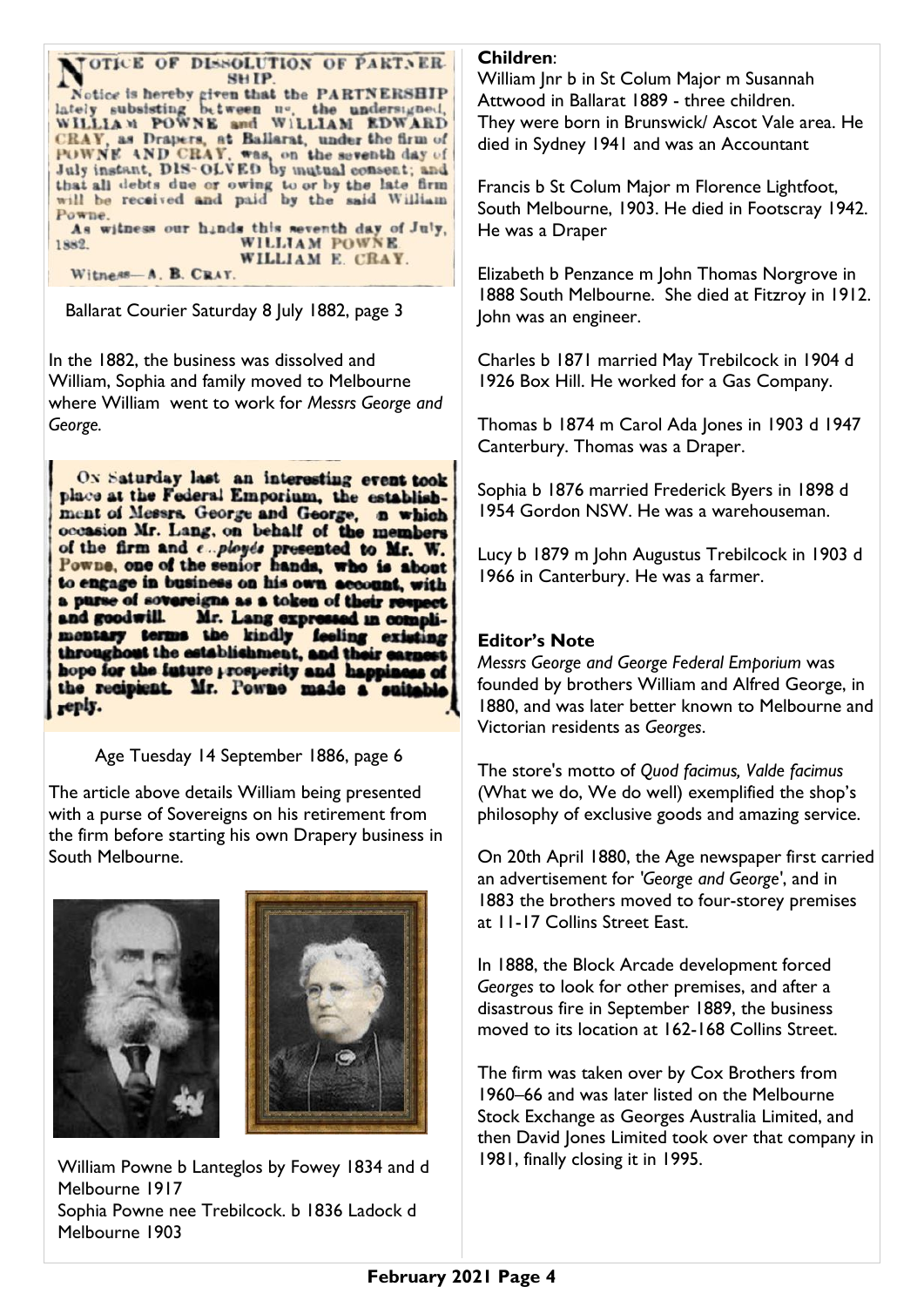NOTICE OF DISSOLUTION OF PARTNERSHIP.

Notice is hereby given that the PARTNERSHIP lately subsisting between us, the undersigned, WILLIAM POWNE and WILLIAM EDWARD CRAY, as Drapers, at Ballarat, under the firm of POWNE AND CRAY, was, on the seventh day of July instant, DISSOLVED by mutual consent; and that all debts due or owing to or by the late firm will be received and paid by the said William Powne.

As witness our hands this seventh day of July, 1882.

WILLIAM POWNE.
WILLIAM E. CRAY.

Witness—A. B. CRAY.

Ballarat Courier Saturday 8 July 1882, page 3

In the 1882, the business was dissolved and William, Sophia and family moved to Melbourne where William went to work for *Messrs George and George.*

ON Saturday last an interesting event took place at the Federal Emporium, the establishment of Messrs. George and George, on which occasion Mr. Lang, on behalf of the members of the firm and employés presented to Mr. W. Powne, one of the senior hands, who is about to engage in business on his own account, with a purse of sovereigns as a token of their respect and goodwill. Mr. Lang expressed in complimentary terms the kindly feeling existing throughout the establishment, and their earnest hope for the future prosperity and happiness of the recipient. Mr. Powne made a suitable reply.

Age Tuesday 14 September 1886, page 6

The article above details William being presented with a purse of Sovereigns on his retirement from the firm before starting his own Drapery business in South Melbourne.

William Powne b Lanteglos by Fowey 1834 and d Melbourne 1917
Sophia Powne nee Trebilcock. b 1836 Ladock d Melbourne 1903

**Children**:

William Jnr b in St Colum Major m Susannah Attwood in Ballarat 1889 - three children. They were born in Brunswick/ Ascot Vale area. He died in Sydney 1941 and was an Accountant

Francis b St Colum Major m Florence Lightfoot, South Melbourne, 1903. He died in Footscray 1942. He was a Draper

Elizabeth b Penzance m John Thomas Norgrove in 1888 South Melbourne. She died at Fitzroy in 1912. John was an engineer.

Charles b 1871 married May Trebilcock in 1904 d 1926 Box Hill. He worked for a Gas Company.

Thomas b 1874 m Carol Ada Jones in 1903 d 1947 Canterbury. Thomas was a Draper.

Sophia b 1876 married Frederick Byers in 1898 d 1954 Gordon NSW. He was a warehouseman.

Lucy b 1879 m John Augustus Trebilcock in 1903 d 1966 in Canterbury. He was a farmer.

**Editor's Note**

*Messrs George and George Federal Emporium* was founded by brothers William and Alfred George, in 1880, and was later better known to Melbourne and Victorian residents as *Georges*.

The store's motto of *Quod facimus, Valde facimus* (What we do, We do well) exemplified the shop's philosophy of exclusive goods and amazing service.

On 20th April 1880, the Age newspaper first carried an advertisement for *'George and George'*, and in 1883 the brothers moved to four-storey premises at 11-17 Collins Street East.

In 1888, the Block Arcade development forced *Georges* to look for other premises, and after a disastrous fire in September 1889, the business moved to its location at 162-168 Collins Street.

The firm was taken over by Cox Brothers from 1960–66 and was later listed on the Melbourne Stock Exchange as Georges Australia Limited, and then David Jones Limited took over that company in 1981, finally closing it in 1995.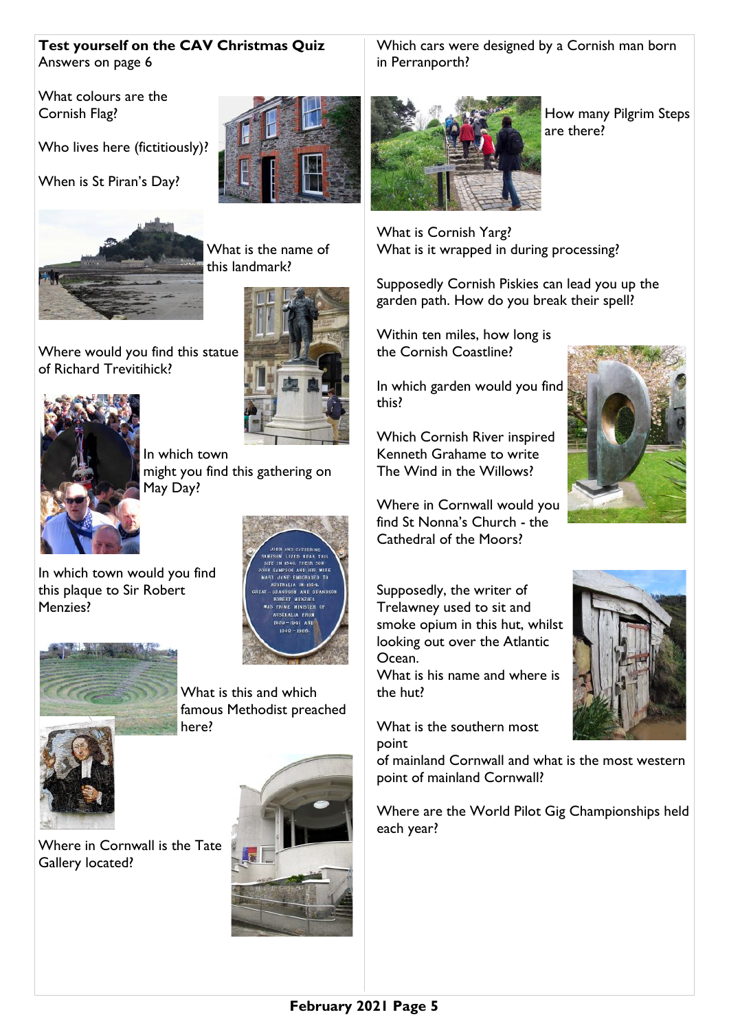**Test yourself on the CAV Christmas Quiz**
Answers on page 6

What colours are the Cornish Flag?

Who lives here (fictitiously)?

When is St Piran's Day?

What is the name of this landmark?

Where would you find this statue of Richard Trevitihick?

In which town might you find this gathering on May Day?

In which town would you find this plaque to Sir Robert Menzies?

What is this and which famous Methodist preached here?

Where in Cornwall is the Tate Gallery located?

Which cars were designed by a Cornish man born in Perranporth?

How many Pilgrim Steps are there?

What is Cornish Yarg?
What is it wrapped in during processing?

Supposedly Cornish Piskies can lead you up the garden path. How do you break their spell?

Within ten miles, how long is the Cornish Coastline?

In which garden would you find this?

Which Cornish River inspired Kenneth Grahame to write The Wind in the Willows?

Where in Cornwall would you find St Nonna's Church - the Cathedral of the Moors?

Supposedly, the writer of Trelawney used to sit and smoke opium in this hut, whilst looking out over the Atlantic Ocean.
What is his name and where is the hut?

What is the southern most point of mainland Cornwall and what is the most western point of mainland Cornwall?

Where are the World Pilot Gig Championships held each year?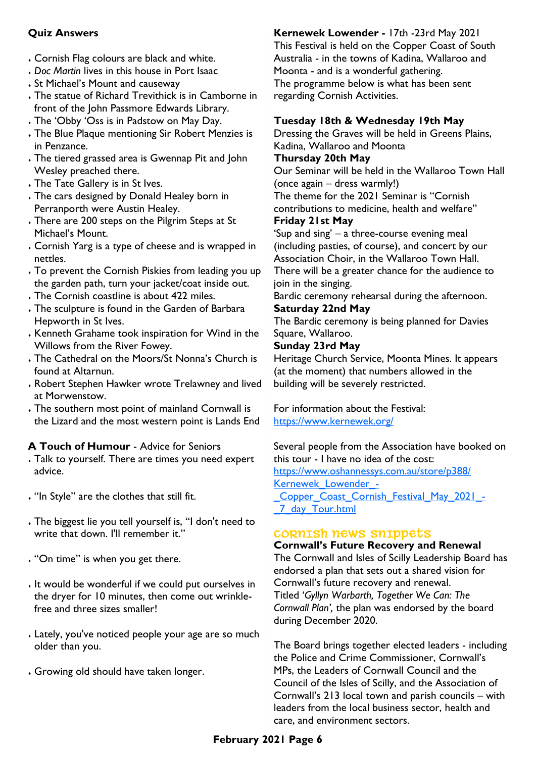**Quiz Answers**

- Cornish Flag colours are black and white.
- *Doc Martin* lives in this house in Port Isaac
- St Michael's Mount and causeway
- The statue of Richard Trevithick is in Camborne in front of the John Passmore Edwards Library.
- The 'Obby 'Oss is in Padstow on May Day.
- The Blue Plaque mentioning Sir Robert Menzies is in Penzance.
- The tiered grassed area is Gwennap Pit and John Wesley preached there.
- The Tate Gallery is in St Ives.
- The cars designed by Donald Healey born in Perranporth were Austin Healey.
- There are 200 steps on the Pilgrim Steps at St Michael's Mount.
- Cornish Yarg is a type of cheese and is wrapped in nettles.
- To prevent the Cornish Piskies from leading you up the garden path, turn your jacket/coat inside out.
- The Cornish coastline is about 422 miles.
- The sculpture is found in the Garden of Barbara Hepworth in St Ives.
- Kenneth Grahame took inspiration for Wind in the Willows from the River Fowey.
- The Cathedral on the Moors/St Nonna's Church is found at Altarnun.
- Robert Stephen Hawker wrote Trelawney and lived at Morwenstow.
- The southern most point of mainland Cornwall is the Lizard and the most western point is Lands End

**A Touch of Humour** - Advice for Seniors

- Talk to yourself. There are times you need expert advice.
- "In Style" are the clothes that still fit.
- The biggest lie you tell yourself is, "I don't need to write that down. I'll remember it."
- "On time" is when you get there.
- It would be wonderful if we could put ourselves in the dryer for 10 minutes, then come out wrinkle-free and three sizes smaller!
- Lately, you've noticed people your age are so much older than you.
- Growing old should have taken longer.

**Kernewek Lowender -** 17th -23rd May 2021

This Festival is held on the Copper Coast of South Australia - in the towns of Kadina, Wallaroo and Moonta - and is a wonderful gathering.

The programme below is what has been sent regarding Cornish Activities.

**Tuesday 18th & Wednesday 19th May**

Dressing the Graves will be held in Greens Plains, Kadina, Wallaroo and Moonta

**Thursday 20th May**

Our Seminar will be held in the Wallaroo Town Hall (once again – dress warmly!)

The theme for the 2021 Seminar is "Cornish contributions to medicine, health and welfare"

**Friday 21st May**

'Sup and sing' – a three-course evening meal (including pasties, of course), and concert by our Association Choir, in the Wallaroo Town Hall. There will be a greater chance for the audience to join in the singing.

Bardic ceremony rehearsal during the afternoon.

**Saturday 22nd May**

The Bardic ceremony is being planned for Davies Square, Wallaroo.

**Sunday 23rd May**

Heritage Church Service, Moonta Mines. It appears (at the moment) that numbers allowed in the building will be severely restricted.

For information about the Festival:
https://www.kernewek.org/

Several people from the Association have booked on this tour - I have no idea of the cost:
https://www.oshannessys.com.au/store/p388/Kernewek_Lowender_-_Copper_Coast_Cornish_Festival_May_2021_-_7_day_Tour.html

## Cornish News Snippets

**Cornwall's Future Recovery and Renewal**

The Cornwall and Isles of Scilly Leadership Board has endorsed a plan that sets out a shared vision for Cornwall's future recovery and renewal.

Titled *'Gyllyn Warbarth, Together We Can: The Cornwall Plan',* the plan was endorsed by the board during December 2020.

The Board brings together elected leaders - including the Police and Crime Commissioner, Cornwall's MPs, the Leaders of Cornwall Council and the Council of the Isles of Scilly, and the Association of Cornwall's 213 local town and parish councils – with leaders from the local business sector, health and care, and environment sectors.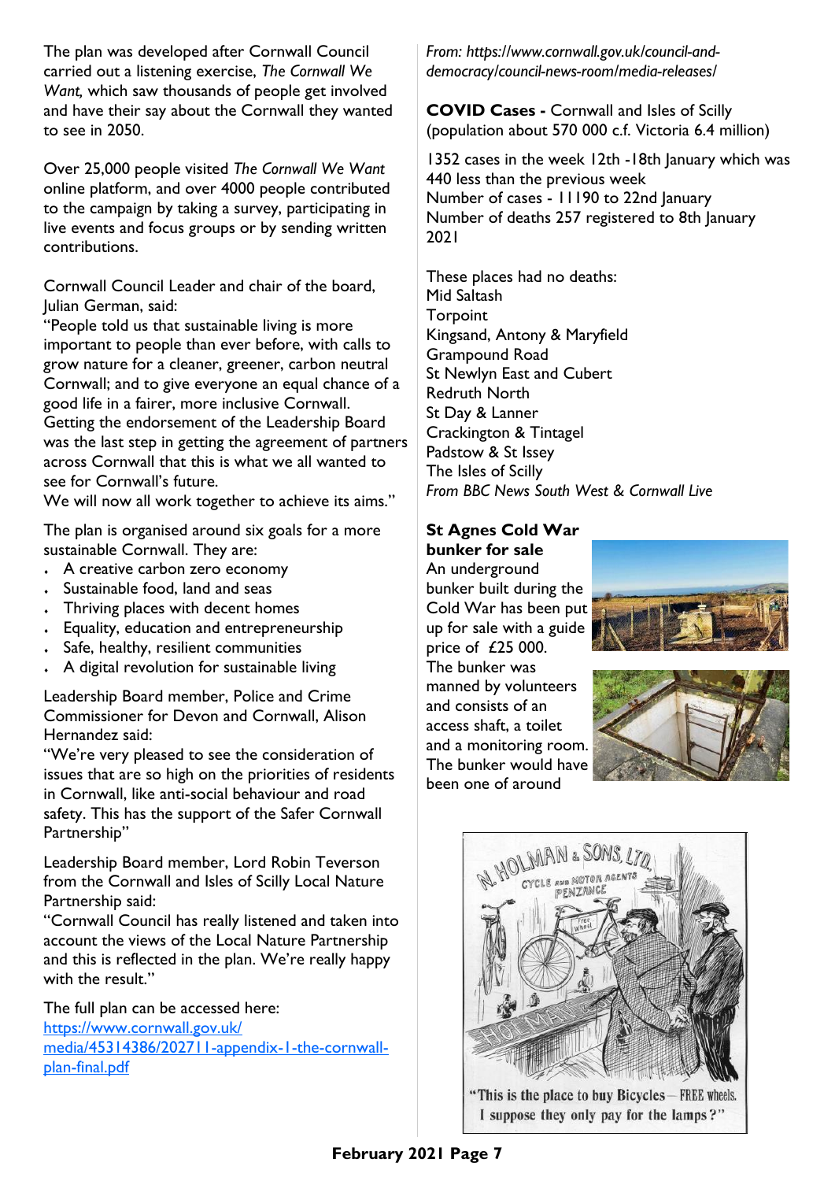The plan was developed after Cornwall Council carried out a listening exercise, *The Cornwall We Want,* which saw thousands of people get involved and have their say about the Cornwall they wanted to see in 2050.

Over 25,000 people visited *The Cornwall We Want* online platform, and over 4000 people contributed to the campaign by taking a survey, participating in live events and focus groups or by sending written contributions.

Cornwall Council Leader and chair of the board, Julian German, said:
"People told us that sustainable living is more important to people than ever before, with calls to grow nature for a cleaner, greener, carbon neutral Cornwall; and to give everyone an equal chance of a good life in a fairer, more inclusive Cornwall. Getting the endorsement of the Leadership Board was the last step in getting the agreement of partners across Cornwall that this is what we all wanted to see for Cornwall's future.
We will now all work together to achieve its aims."

The plan is organised around six goals for a more sustainable Cornwall. They are:

- A creative carbon zero economy
- Sustainable food, land and seas
- Thriving places with decent homes
- Equality, education and entrepreneurship
- Safe, healthy, resilient communities
- A digital revolution for sustainable living

Leadership Board member, Police and Crime Commissioner for Devon and Cornwall, Alison Hernandez said:
"We're very pleased to see the consideration of issues that are so high on the priorities of residents in Cornwall, like anti-social behaviour and road safety. This has the support of the Safer Cornwall Partnership"

Leadership Board member, Lord Robin Teverson from the Cornwall and Isles of Scilly Local Nature Partnership said:
"Cornwall Council has really listened and taken into account the views of the Local Nature Partnership and this is reflected in the plan. We're really happy with the result."

The full plan can be accessed here:
https://www.cornwall.gov.uk/media/45314386/202711-appendix-1-the-cornwall-plan-final.pdf

*From: https://www.cornwall.gov.uk/council-and-democracy/council-news-room/media-releases/*

**COVID Cases -** Cornwall and Isles of Scilly (population about 570 000 c.f. Victoria 6.4 million)

1352 cases in the week 12th -18th January which was 440 less than the previous week
Number of cases - 11190 to 22nd January
Number of deaths 257 registered to 8th January 2021

These places had no deaths:
Mid Saltash
Torpoint
Kingsand, Antony & Maryfield
Grampound Road
St Newlyn East and Cubert
Redruth North
St Day & Lanner
Crackington & Tintagel
Padstow & St Issey
The Isles of Scilly
*From BBC News South West & Cornwall Live*

**St Agnes Cold War bunker for sale**

An underground bunker built during the Cold War has been put up for sale with a guide price of £25 000. The bunker was manned by volunteers and consists of an access shaft, a toilet and a monitoring room. The bunker would have been one of around

"This is the place to buy Bicycles — FREE wheels. I suppose they only pay for the lamps?"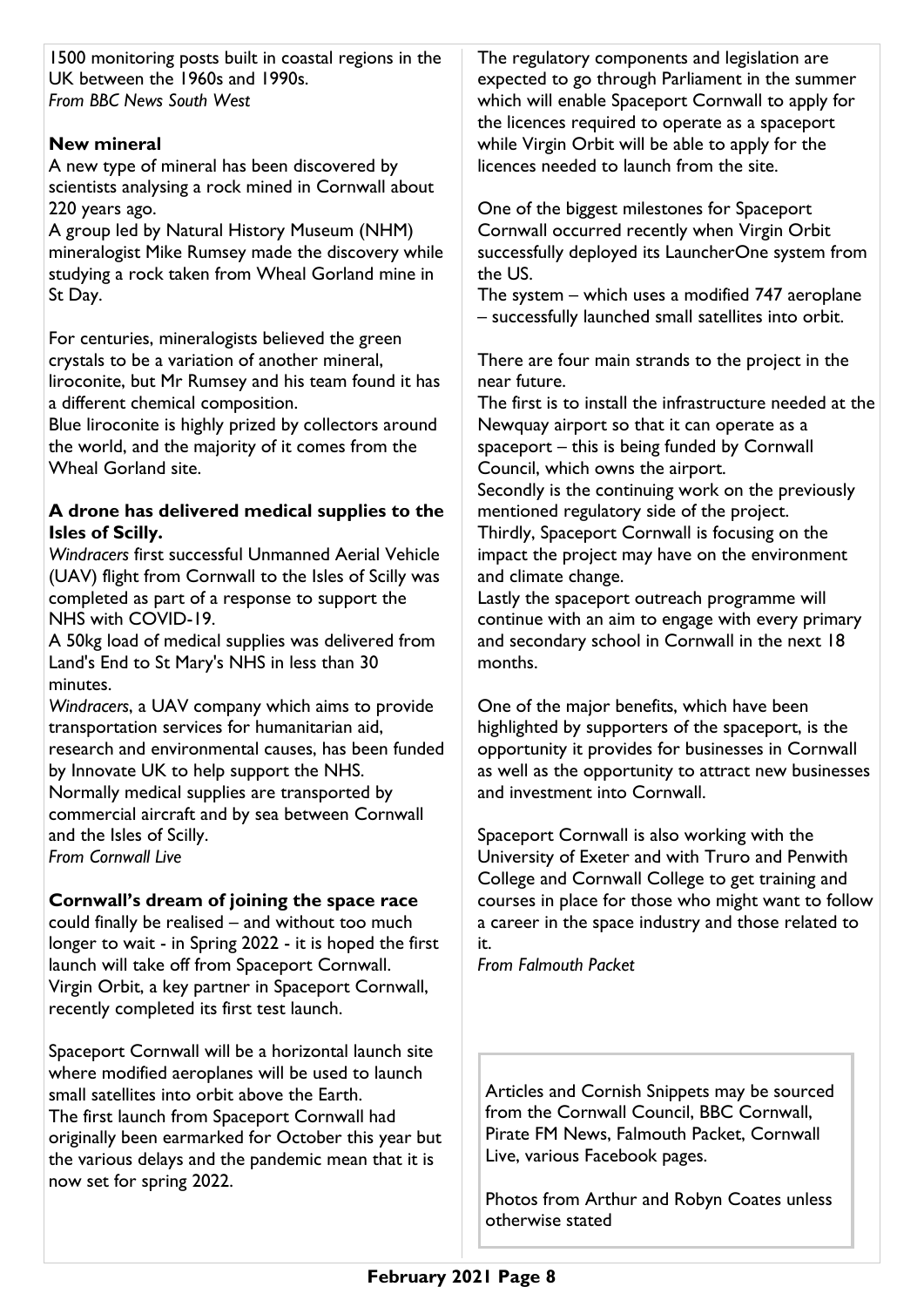1500 monitoring posts built in coastal regions in the UK between the 1960s and 1990s.
*From BBC News South West*

**New mineral**

A new type of mineral has been discovered by scientists analysing a rock mined in Cornwall about 220 years ago.

A group led by Natural History Museum (NHM) mineralogist Mike Rumsey made the discovery while studying a rock taken from Wheal Gorland mine in St Day.

For centuries, mineralogists believed the green crystals to be a variation of another mineral, liroconite, but Mr Rumsey and his team found it has a different chemical composition.

Blue liroconite is highly prized by collectors around the world, and the majority of it comes from the Wheal Gorland site.

**A drone has delivered medical supplies to the Isles of Scilly.**

*Windracers* first successful Unmanned Aerial Vehicle (UAV) flight from Cornwall to the Isles of Scilly was completed as part of a response to support the NHS with COVID-19.

A 50kg load of medical supplies was delivered from Land's End to St Mary's NHS in less than 30 minutes.

*Windracers*, a UAV company which aims to provide transportation services for humanitarian aid, research and environmental causes, has been funded by Innovate UK to help support the NHS.

Normally medical supplies are transported by commercial aircraft and by sea between Cornwall and the Isles of Scilly.
*From Cornwall Live*

**Cornwall's dream of joining the space race** could finally be realised – and without too much longer to wait - in Spring 2022 - it is hoped the first launch will take off from Spaceport Cornwall.

Virgin Orbit, a key partner in Spaceport Cornwall, recently completed its first test launch.

Spaceport Cornwall will be a horizontal launch site where modified aeroplanes will be used to launch small satellites into orbit above the Earth.

The first launch from Spaceport Cornwall had originally been earmarked for October this year but the various delays and the pandemic mean that it is now set for spring 2022.

The regulatory components and legislation are expected to go through Parliament in the summer which will enable Spaceport Cornwall to apply for the licences required to operate as a spaceport while Virgin Orbit will be able to apply for the licences needed to launch from the site.

One of the biggest milestones for Spaceport Cornwall occurred recently when Virgin Orbit successfully deployed its LauncherOne system from the US.

The system – which uses a modified 747 aeroplane – successfully launched small satellites into orbit.

There are four main strands to the project in the near future.

The first is to install the infrastructure needed at the Newquay airport so that it can operate as a spaceport – this is being funded by Cornwall Council, which owns the airport.

Secondly is the continuing work on the previously mentioned regulatory side of the project.

Thirdly, Spaceport Cornwall is focusing on the impact the project may have on the environment and climate change.

Lastly the spaceport outreach programme will continue with an aim to engage with every primary and secondary school in Cornwall in the next 18 months.

One of the major benefits, which have been highlighted by supporters of the spaceport, is the opportunity it provides for businesses in Cornwall as well as the opportunity to attract new businesses and investment into Cornwall.

Spaceport Cornwall is also working with the University of Exeter and with Truro and Penwith College and Cornwall College to get training and courses in place for those who might want to follow a career in the space industry and those related to it.
*From Falmouth Packet*

Articles and Cornish Snippets may be sourced from the Cornwall Council, BBC Cornwall, Pirate FM News, Falmouth Packet, Cornwall Live, various Facebook pages.

Photos from Arthur and Robyn Coates unless otherwise stated